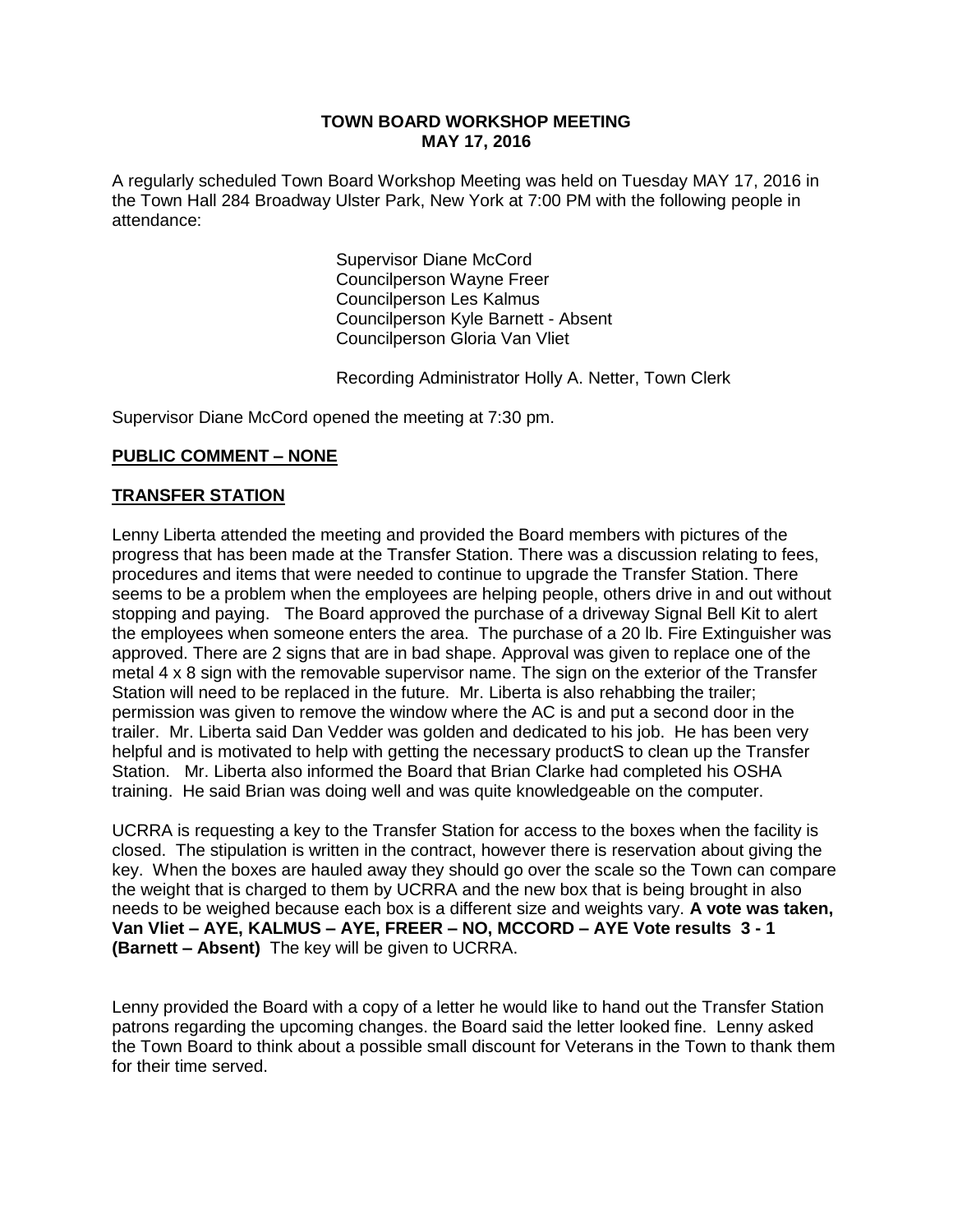**TOWN BOARD WORKSHOP MEETING**
**MAY 17, 2016**

A regularly scheduled Town Board Workshop Meeting was held on Tuesday MAY 17, 2016 in the Town Hall 284 Broadway Ulster Park, New York at 7:00 PM with the following people in attendance:

Supervisor Diane McCord
Councilperson Wayne Freer
Councilperson Les Kalmus
Councilperson Kyle Barnett - Absent
Councilperson Gloria Van Vliet

Recording Administrator Holly A. Netter, Town Clerk

Supervisor Diane McCord opened the meeting at 7:30 pm.

**PUBLIC COMMENT – NONE**

**TRANSFER STATION**

Lenny Liberta attended the meeting and provided the Board members with pictures of the progress that has been made at the Transfer Station. There was a discussion relating to fees, procedures and items that were needed to continue to upgrade the Transfer Station. There seems to be a problem when the employees are helping people, others drive in and out without stopping and paying. The Board approved the purchase of a driveway Signal Bell Kit to alert the employees when someone enters the area. The purchase of a 20 lb. Fire Extinguisher was approved. There are 2 signs that are in bad shape. Approval was given to replace one of the metal 4 x 8 sign with the removable supervisor name. The sign on the exterior of the Transfer Station will need to be replaced in the future. Mr. Liberta is also rehabbing the trailer; permission was given to remove the window where the AC is and put a second door in the trailer. Mr. Liberta said Dan Vedder was golden and dedicated to his job. He has been very helpful and is motivated to help with getting the necessary productS to clean up the Transfer Station. Mr. Liberta also informed the Board that Brian Clarke had completed his OSHA training. He said Brian was doing well and was quite knowledgeable on the computer.

UCRRA is requesting a key to the Transfer Station for access to the boxes when the facility is closed. The stipulation is written in the contract, however there is reservation about giving the key. When the boxes are hauled away they should go over the scale so the Town can compare the weight that is charged to them by UCRRA and the new box that is being brought in also needs to be weighed because each box is a different size and weights vary. **A vote was taken, Van Vliet – AYE, KALMUS – AYE, FREER – NO, MCCORD – AYE Vote results 3 - 1 (Barnett – Absent)** The key will be given to UCRRA.

Lenny provided the Board with a copy of a letter he would like to hand out the Transfer Station patrons regarding the upcoming changes. the Board said the letter looked fine. Lenny asked the Town Board to think about a possible small discount for Veterans in the Town to thank them for their time served.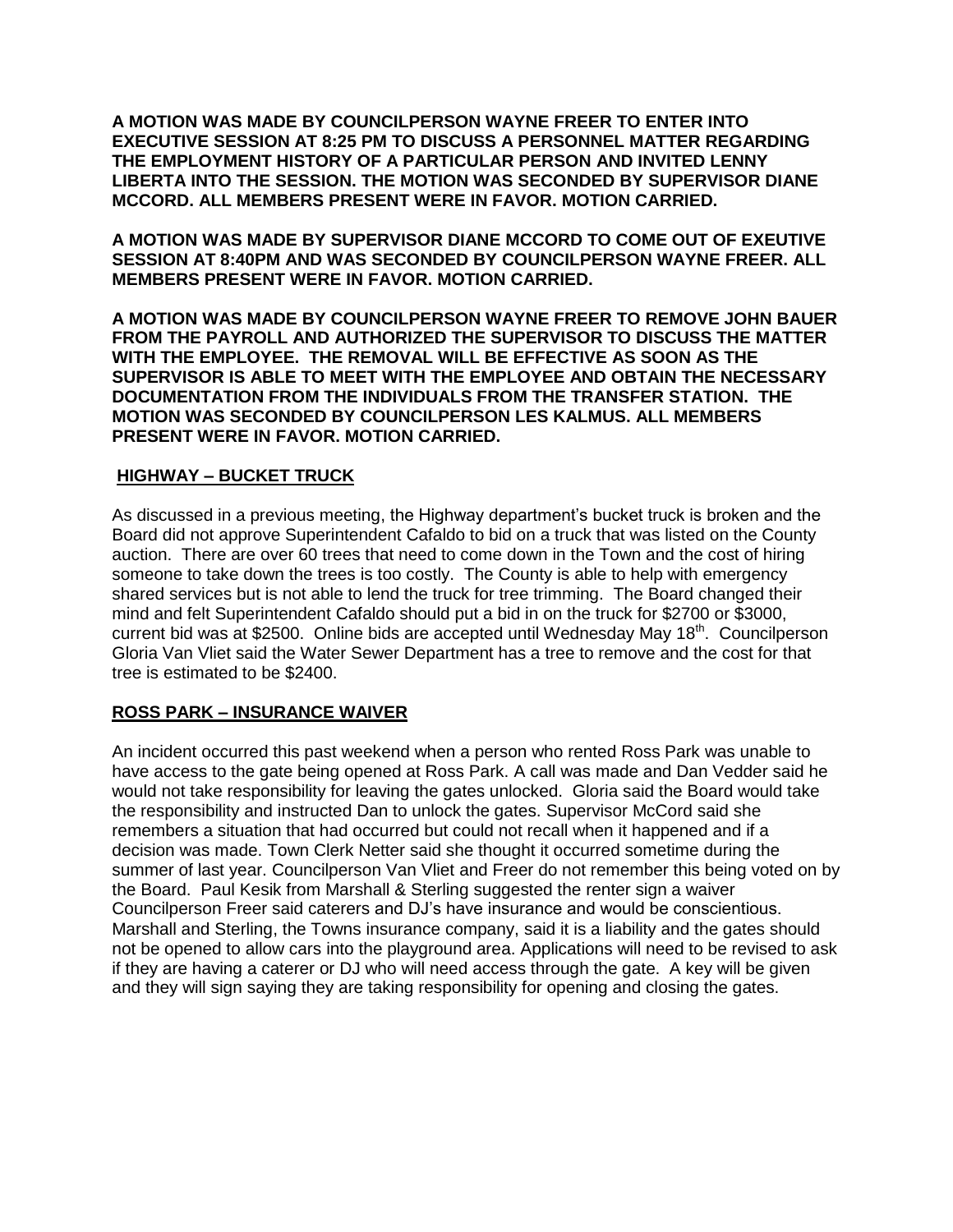**A MOTION WAS MADE BY COUNCILPERSON WAYNE FREER TO ENTER INTO EXECUTIVE SESSION AT 8:25 PM TO DISCUSS A PERSONNEL MATTER REGARDING THE EMPLOYMENT HISTORY OF A PARTICULAR PERSON AND INVITED LENNY LIBERTA INTO THE SESSION. THE MOTION WAS SECONDED BY SUPERVISOR DIANE MCCORD. ALL MEMBERS PRESENT WERE IN FAVOR. MOTION CARRIED.**

**A MOTION WAS MADE BY SUPERVISOR DIANE MCCORD TO COME OUT OF EXEUTIVE SESSION AT 8:40PM AND WAS SECONDED BY COUNCILPERSON WAYNE FREER. ALL MEMBERS PRESENT WERE IN FAVOR. MOTION CARRIED.**

**A MOTION WAS MADE BY COUNCILPERSON WAYNE FREER TO REMOVE JOHN BAUER FROM THE PAYROLL AND AUTHORIZED THE SUPERVISOR TO DISCUSS THE MATTER WITH THE EMPLOYEE. THE REMOVAL WILL BE EFFECTIVE AS SOON AS THE SUPERVISOR IS ABLE TO MEET WITH THE EMPLOYEE AND OBTAIN THE NECESSARY DOCUMENTATION FROM THE INDIVIDUALS FROM THE TRANSFER STATION. THE MOTION WAS SECONDED BY COUNCILPERSON LES KALMUS. ALL MEMBERS PRESENT WERE IN FAVOR. MOTION CARRIED.**

**HIGHWAY – BUCKET TRUCK**

As discussed in a previous meeting, the Highway department's bucket truck is broken and the Board did not approve Superintendent Cafaldo to bid on a truck that was listed on the County auction. There are over 60 trees that need to come down in the Town and the cost of hiring someone to take down the trees is too costly. The County is able to help with emergency shared services but is not able to lend the truck for tree trimming. The Board changed their mind and felt Superintendent Cafaldo should put a bid in on the truck for $2700 or $3000, current bid was at $2500. Online bids are accepted until Wednesday May 18th. Councilperson Gloria Van Vliet said the Water Sewer Department has a tree to remove and the cost for that tree is estimated to be $2400.

**ROSS PARK – INSURANCE WAIVER**

An incident occurred this past weekend when a person who rented Ross Park was unable to have access to the gate being opened at Ross Park. A call was made and Dan Vedder said he would not take responsibility for leaving the gates unlocked. Gloria said the Board would take the responsibility and instructed Dan to unlock the gates. Supervisor McCord said she remembers a situation that had occurred but could not recall when it happened and if a decision was made. Town Clerk Netter said she thought it occurred sometime during the summer of last year. Councilperson Van Vliet and Freer do not remember this being voted on by the Board. Paul Kesik from Marshall & Sterling suggested the renter sign a waiver Councilperson Freer said caterers and DJ's have insurance and would be conscientious. Marshall and Sterling, the Towns insurance company, said it is a liability and the gates should not be opened to allow cars into the playground area. Applications will need to be revised to ask if they are having a caterer or DJ who will need access through the gate. A key will be given and they will sign saying they are taking responsibility for opening and closing the gates.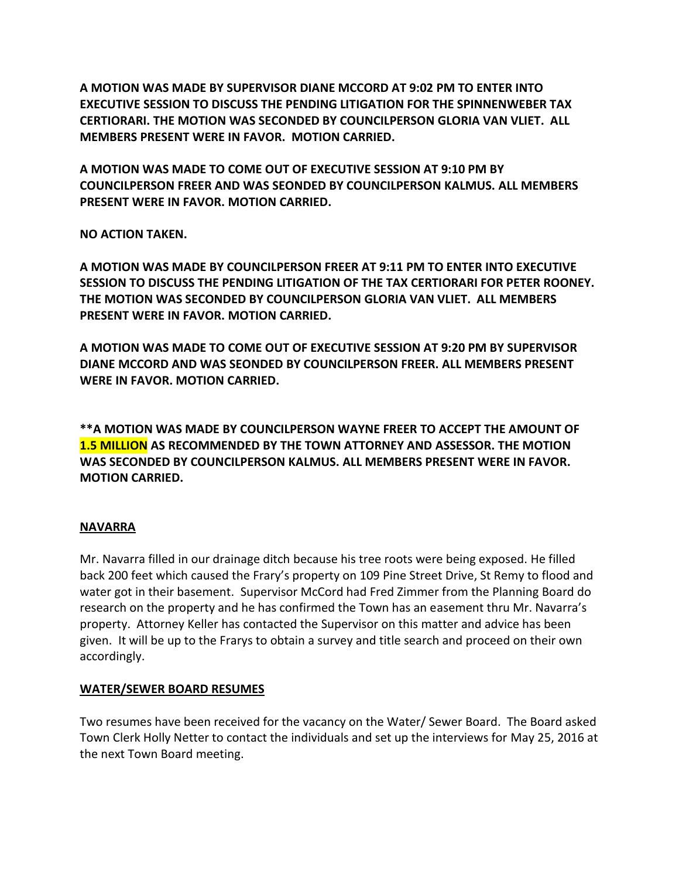**A MOTION WAS MADE BY SUPERVISOR DIANE MCCORD AT 9:02 PM TO ENTER INTO EXECUTIVE SESSION TO DISCUSS THE PENDING LITIGATION FOR THE SPINNENWEBER TAX CERTIORARI. THE MOTION WAS SECONDED BY COUNCILPERSON GLORIA VAN VLIET. ALL MEMBERS PRESENT WERE IN FAVOR. MOTION CARRIED.**

**A MOTION WAS MADE TO COME OUT OF EXECUTIVE SESSION AT 9:10 PM BY COUNCILPERSON FREER AND WAS SEONDED BY COUNCILPERSON KALMUS. ALL MEMBERS PRESENT WERE IN FAVOR. MOTION CARRIED.**

**NO ACTION TAKEN.**

**A MOTION WAS MADE BY COUNCILPERSON FREER AT 9:11 PM TO ENTER INTO EXECUTIVE SESSION TO DISCUSS THE PENDING LITIGATION OF THE TAX CERTIORARI FOR PETER ROONEY. THE MOTION WAS SECONDED BY COUNCILPERSON GLORIA VAN VLIET. ALL MEMBERS PRESENT WERE IN FAVOR. MOTION CARRIED.**

**A MOTION WAS MADE TO COME OUT OF EXECUTIVE SESSION AT 9:20 PM BY SUPERVISOR DIANE MCCORD AND WAS SEONDED BY COUNCILPERSON FREER. ALL MEMBERS PRESENT WERE IN FAVOR. MOTION CARRIED.**

**\*\*A MOTION WAS MADE BY COUNCILPERSON WAYNE FREER TO ACCEPT THE AMOUNT OF 1.5 MILLION AS RECOMMENDED BY THE TOWN ATTORNEY AND ASSESSOR. THE MOTION WAS SECONDED BY COUNCILPERSON KALMUS. ALL MEMBERS PRESENT WERE IN FAVOR. MOTION CARRIED.**

**NAVARRA**

Mr. Navarra filled in our drainage ditch because his tree roots were being exposed. He filled back 200 feet which caused the Frary's property on 109 Pine Street Drive, St Remy to flood and water got in their basement. Supervisor McCord had Fred Zimmer from the Planning Board do research on the property and he has confirmed the Town has an easement thru Mr. Navarra's property. Attorney Keller has contacted the Supervisor on this matter and advice has been given. It will be up to the Frarys to obtain a survey and title search and proceed on their own accordingly.

**WATER/SEWER BOARD RESUMES**

Two resumes have been received for the vacancy on the Water/ Sewer Board. The Board asked Town Clerk Holly Netter to contact the individuals and set up the interviews for May 25, 2016 at the next Town Board meeting.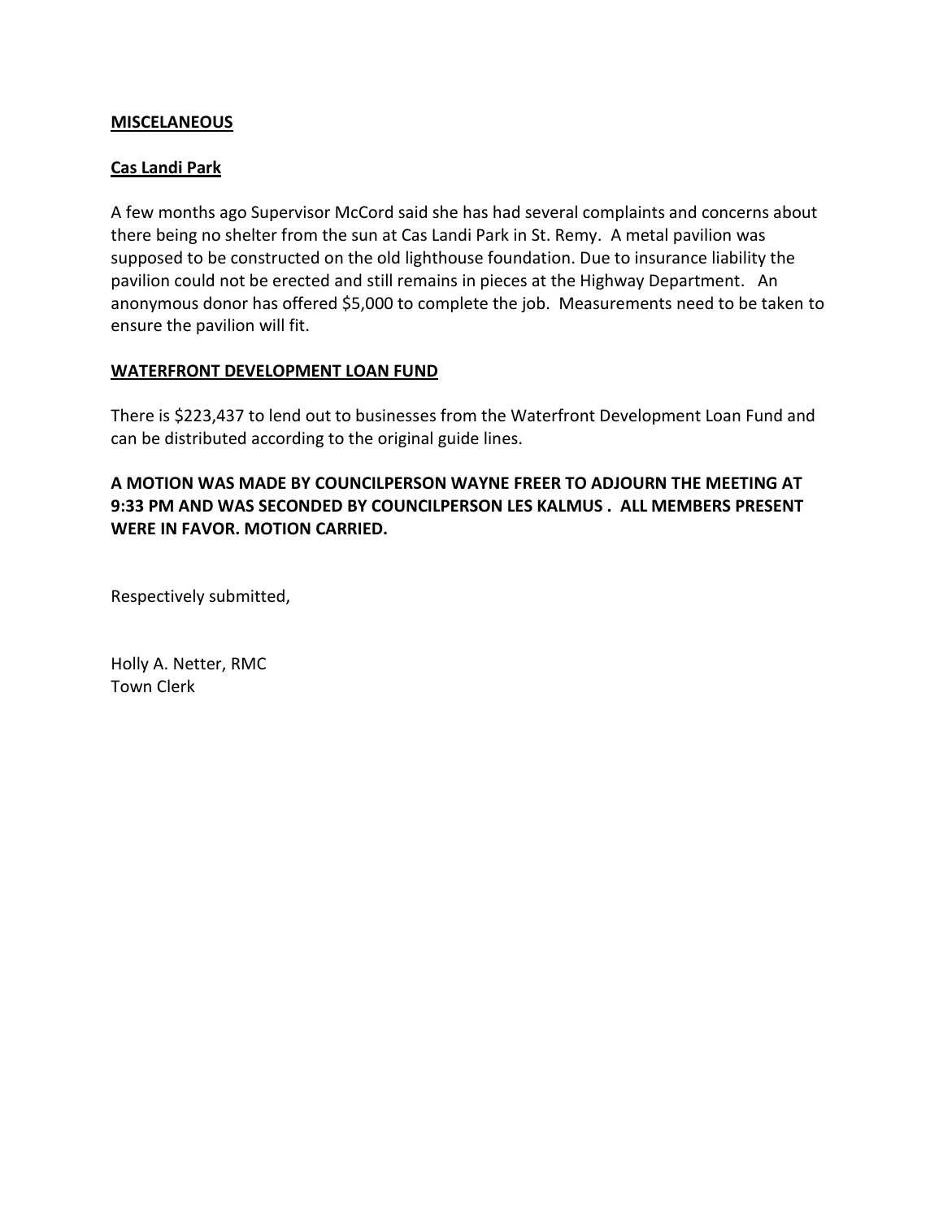**MISCELANEOUS**

**Cas Landi Park**

A few months ago Supervisor McCord said she has had several complaints and concerns about there being no shelter from the sun at Cas Landi Park in St. Remy. A metal pavilion was supposed to be constructed on the old lighthouse foundation. Due to insurance liability the pavilion could not be erected and still remains in pieces at the Highway Department. An anonymous donor has offered $5,000 to complete the job. Measurements need to be taken to ensure the pavilion will fit.

**WATERFRONT DEVELOPMENT LOAN FUND**

There is $223,437 to lend out to businesses from the Waterfront Development Loan Fund and can be distributed according to the original guide lines.

**A MOTION WAS MADE BY COUNCILPERSON WAYNE FREER TO ADJOURN THE MEETING AT 9:33 PM AND WAS SECONDED BY COUNCILPERSON LES KALMUS . ALL MEMBERS PRESENT WERE IN FAVOR. MOTION CARRIED.**

Respectively submitted,

Holly A. Netter, RMC
Town Clerk